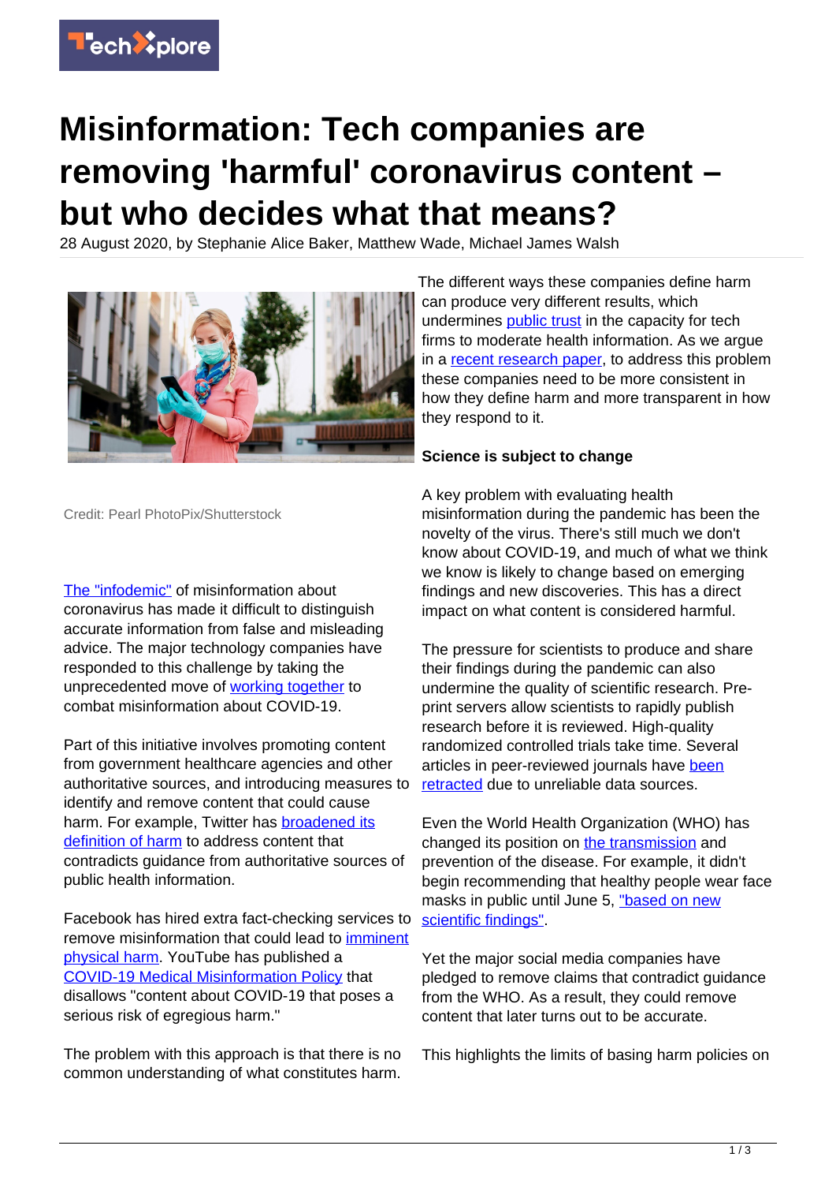# Misinformation: Tech companies are removing 'harmful' coronavirus content – but who decides what that means?

28 August 2020, by Stephanie Alice Baker, Matthew Wade, Michael James Walsh

Credit: Pearl PhotoPix/Shutterstock

The "infodemic" of misinformation about coronavirus has made it difficult to distinguish accurate information from false and misleading advice. The major technology companies have responded to this challenge by taking the unprecedented move of working together to combat misinformation about COVID-19.

Part of this initiative involves promoting content from government healthcare agencies and other authoritative sources, and introducing measures to identify and remove content that could cause harm. For example, Twitter has broadened its definition of harm to address content that contradicts guidance from authoritative sources of public health information.

Facebook has hired extra fact-checking services to remove misinformation that could lead to imminent physical harm. YouTube has published a COVID-19 Medical Misinformation Policy that disallows "content about COVID-19 that poses a serious risk of egregious harm."

The problem with this approach is that there is no common understanding of what constitutes harm.

The different ways these companies define harm can produce very different results, which undermines public trust in the capacity for tech firms to moderate health information. As we argue in a recent research paper, to address this problem these companies need to be more consistent in how they define harm and more transparent in how they respond to it.

**Science is subject to change**

A key problem with evaluating health misinformation during the pandemic has been the novelty of the virus. There's still much we don't know about COVID-19, and much of what we think we know is likely to change based on emerging findings and new discoveries. This has a direct impact on what content is considered harmful.

The pressure for scientists to produce and share their findings during the pandemic can also undermine the quality of scientific research. Pre-print servers allow scientists to rapidly publish research before it is reviewed. High-quality randomized controlled trials take time. Several articles in peer-reviewed journals have been retracted due to unreliable data sources.

Even the World Health Organization (WHO) has changed its position on the transmission and prevention of the disease. For example, it didn't begin recommending that healthy people wear face masks in public until June 5, "based on new scientific findings".

Yet the major social media companies have pledged to remove claims that contradict guidance from the WHO. As a result, they could remove content that later turns out to be accurate.

This highlights the limits of basing harm policies on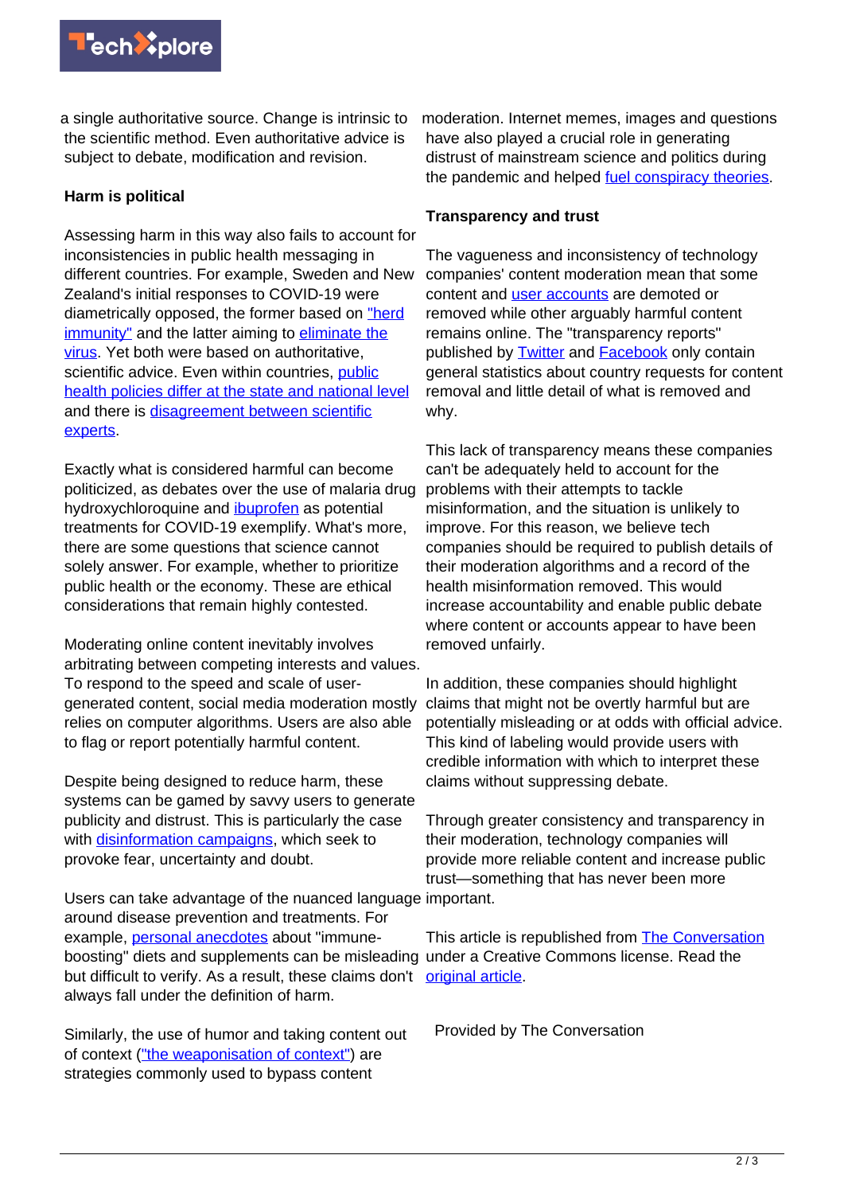a single authoritative source. Change is intrinsic to the scientific method. Even authoritative advice is subject to debate, modification and revision.

**Harm is political**

Assessing harm in this way also fails to account for inconsistencies in public health messaging in different countries. For example, Sweden and New Zealand's initial responses to COVID-19 were diametrically opposed, the former based on "herd immunity" and the latter aiming to eliminate the virus. Yet both were based on authoritative, scientific advice. Even within countries, public health policies differ at the state and national level and there is disagreement between scientific experts.

Exactly what is considered harmful can become politicized, as debates over the use of malaria drug hydroxychloroquine and ibuprofen as potential treatments for COVID-19 exemplify. What's more, there are some questions that science cannot solely answer. For example, whether to prioritize public health or the economy. These are ethical considerations that remain highly contested.

Moderating online content inevitably involves arbitrating between competing interests and values. To respond to the speed and scale of user-generated content, social media moderation mostly relies on computer algorithms. Users are also able to flag or report potentially harmful content.

Despite being designed to reduce harm, these systems can be gamed by savvy users to generate publicity and distrust. This is particularly the case with disinformation campaigns, which seek to provoke fear, uncertainty and doubt.

Users can take advantage of the nuanced language around disease prevention and treatments. For example, personal anecdotes about "immune-boosting" diets and supplements can be misleading but difficult to verify. As a result, these claims don't always fall under the definition of harm.

Similarly, the use of humor and taking content out of context ("the weaponisation of context") are strategies commonly used to bypass content moderation. Internet memes, images and questions have also played a crucial role in generating distrust of mainstream science and politics during the pandemic and helped fuel conspiracy theories.

**Transparency and trust**

The vagueness and inconsistency of technology companies' content moderation mean that some content and user accounts are demoted or removed while other arguably harmful content remains online. The "transparency reports" published by Twitter and Facebook only contain general statistics about country requests for content removal and little detail of what is removed and why.

This lack of transparency means these companies can't be adequately held to account for the problems with their attempts to tackle misinformation, and the situation is unlikely to improve. For this reason, we believe tech companies should be required to publish details of their moderation algorithms and a record of the health misinformation removed. This would increase accountability and enable public debate where content or accounts appear to have been removed unfairly.

In addition, these companies should highlight claims that might not be overtly harmful but are potentially misleading or at odds with official advice. This kind of labeling would provide users with credible information with which to interpret these claims without suppressing debate.

Through greater consistency and transparency in their moderation, technology companies will provide more reliable content and increase public trust—something that has never been more important.

This article is republished from The Conversation under a Creative Commons license. Read the original article.

Provided by The Conversation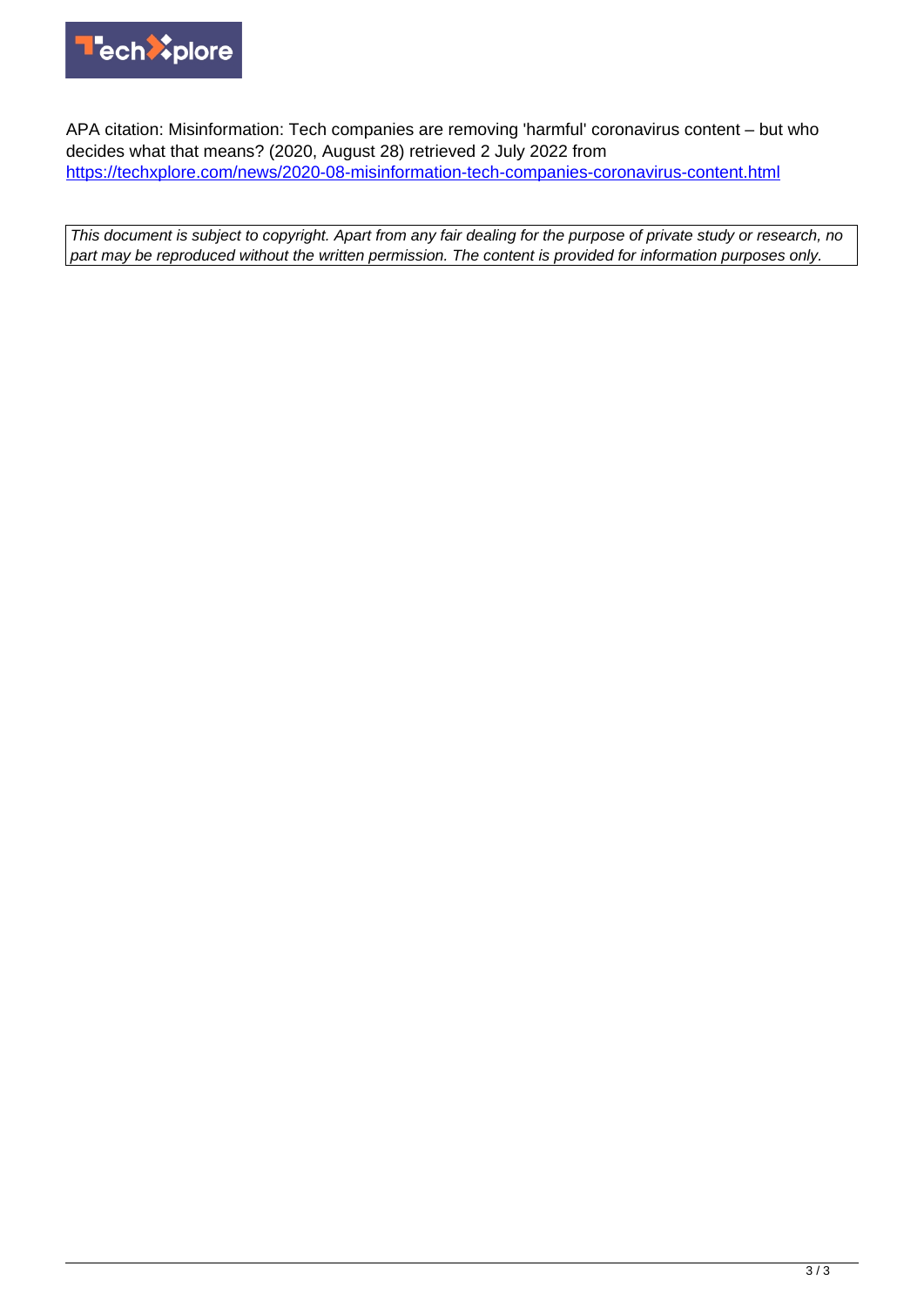APA citation: Misinformation: Tech companies are removing 'harmful' coronavirus content – but who decides what that means? (2020, August 28) retrieved 2 July 2022 from https://techxplore.com/news/2020-08-misinformation-tech-companies-coronavirus-content.html

*This document is subject to copyright. Apart from any fair dealing for the purpose of private study or research, no part may be reproduced without the written permission. The content is provided for information purposes only.*